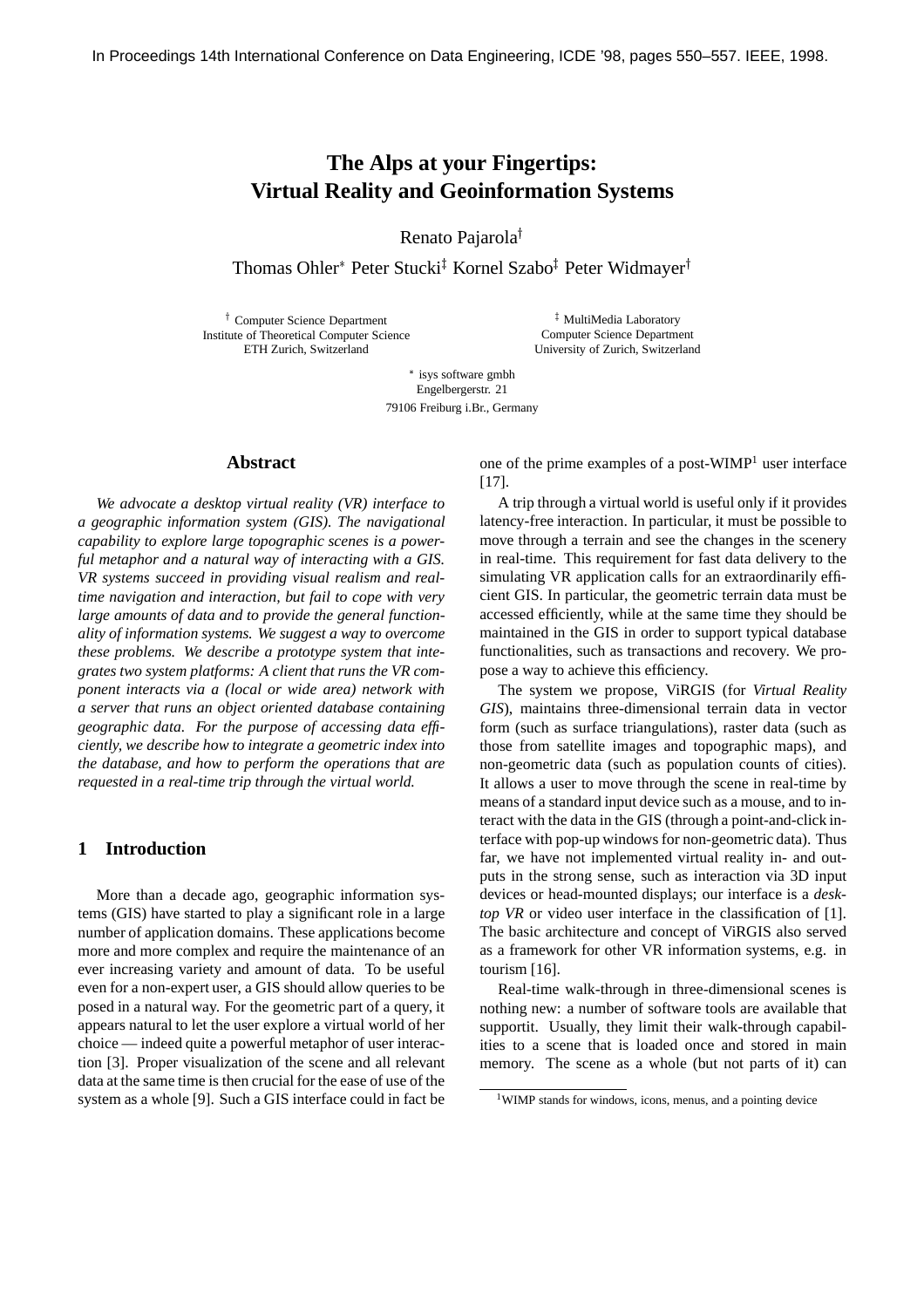In Proceedings 14th International Conference on Data Engineering, ICDE '98, pages 550–557. IEEE, 1998.

# The Alps at your Fingertips: Virtual Reality and Geoinformation Systems

Renato Pajarola[†]

Thomas Ohler[*] Peter Stucki[‡] Kornel Szabo[‡] Peter Widmayer[†]

[†] Computer Science Department
Institute of Theoretical Computer Science
ETH Zurich, Switzerland

[‡] MultiMedia Laboratory
Computer Science Department
University of Zurich, Switzerland

[*] isys software gmbh
Engelbergerstr. 21
79106 Freiburg i.Br., Germany

## Abstract

*We advocate a desktop virtual reality (VR) interface to a geographic information system (GIS). The navigational capability to explore large topographic scenes is a powerful metaphor and a natural way of interacting with a GIS. VR systems succeed in providing visual realism and real-time navigation and interaction, but fail to cope with very large amounts of data and to provide the general functionality of information systems. We suggest a way to overcome these problems. We describe a prototype system that integrates two system platforms: A client that runs the VR component interacts via a (local or wide area) network with a server that runs an object oriented database containing geographic data. For the purpose of accessing data efficiently, we describe how to integrate a geometric index into the database, and how to perform the operations that are requested in a real-time trip through the virtual world.*

## 1 Introduction

More than a decade ago, geographic information systems (GIS) have started to play a significant role in a large number of application domains. These applications become more and more complex and require the maintenance of an ever increasing variety and amount of data. To be useful even for a non-expert user, a GIS should allow queries to be posed in a natural way. For the geometric part of a query, it appears natural to let the user explore a virtual world of her choice — indeed quite a powerful metaphor of user interaction [3]. Proper visualization of the scene and all relevant data at the same time is then crucial for the ease of use of the system as a whole [9]. Such a GIS interface could in fact be one of the prime examples of a post-WIMP[1] user interface [17].

A trip through a virtual world is useful only if it provides latency-free interaction. In particular, it must be possible to move through a terrain and see the changes in the scenery in real-time. This requirement for fast data delivery to the simulating VR application calls for an extraordinarily efficient GIS. In particular, the geometric terrain data must be accessed efficiently, while at the same time they should be maintained in the GIS in order to support typical database functionalities, such as transactions and recovery. We propose a way to achieve this efficiency.

The system we propose, ViRGIS (for *Virtual Reality GIS*), maintains three-dimensional terrain data in vector form (such as surface triangulations), raster data (such as those from satellite images and topographic maps), and non-geometric data (such as population counts of cities). It allows a user to move through the scene in real-time by means of a standard input device such as a mouse, and to interact with the data in the GIS (through a point-and-click interface with pop-up windows for non-geometric data). Thus far, we have not implemented virtual reality in- and outputs in the strong sense, such as interaction via 3D input devices or head-mounted displays; our interface is a *desktop VR* or video user interface in the classification of [1]. The basic architecture and concept of ViRGIS also served as a framework for other VR information systems, e.g. in tourism [16].

Real-time walk-through in three-dimensional scenes is nothing new: a number of software tools are available that supportit. Usually, they limit their walk-through capabilities to a scene that is loaded once and stored in main memory. The scene as a whole (but not parts of it) can

[1] WIMP stands for windows, icons, menus, and a pointing device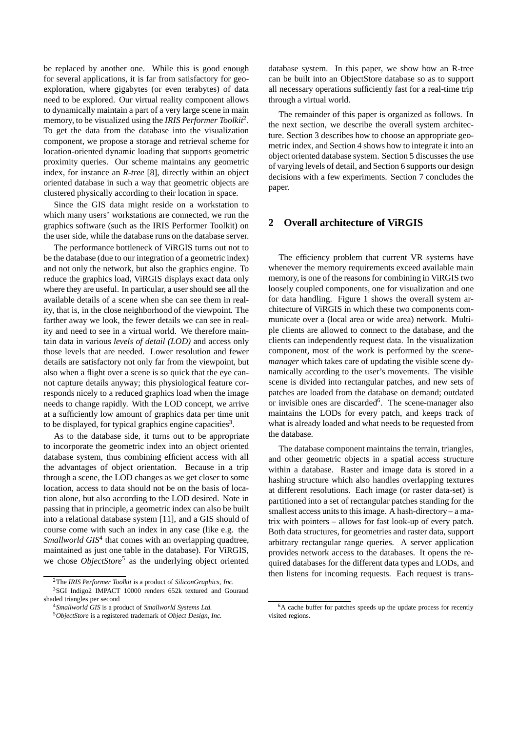be replaced by another one. While this is good enough for several applications, it is far from satisfactory for geo-exploration, where gigabytes (or even terabytes) of data need to be explored. Our virtual reality component allows to dynamically maintain a part of a very large scene in main memory, to be visualized using the *IRIS Performer Toolkit*[2]. To get the data from the database into the visualization component, we propose a storage and retrieval scheme for location-oriented dynamic loading that supports geometric proximity queries. Our scheme maintains any geometric index, for instance an *R-tree* [8], directly within an object oriented database in such a way that geometric objects are clustered physically according to their location in space.

Since the GIS data might reside on a workstation to which many users' workstations are connected, we run the graphics software (such as the IRIS Performer Toolkit) on the user side, while the database runs on the database server.

The performance bottleneck of ViRGIS turns out not to be the database (due to our integration of a geometric index) and not only the network, but also the graphics engine. To reduce the graphics load, ViRGIS displays exact data only where they are useful. In particular, a user should see all the available details of a scene when she can see them in reality, that is, in the close neighborhood of the viewpoint. The farther away we look, the fewer details we can see in reality and need to see in a virtual world. We therefore maintain data in various *levels of detail (LOD)* and access only those levels that are needed. Lower resolution and fewer details are satisfactory not only far from the viewpoint, but also when a flight over a scene is so quick that the eye cannot capture details anyway; this physiological feature corresponds nicely to a reduced graphics load when the image needs to change rapidly. With the LOD concept, we arrive at a sufficiently low amount of graphics data per time unit to be displayed, for typical graphics engine capacities[3].

As to the database side, it turns out to be appropriate to incorporate the geometric index into an object oriented database system, thus combining efficient access with all the advantages of object orientation. Because in a trip through a scene, the LOD changes as we get closer to some location, access to data should not be on the basis of location alone, but also according to the LOD desired. Note in passing that in principle, a geometric index can also be built into a relational database system [11], and a GIS should of course come with such an index in any case (like e.g. the *Smallworld GIS*[4] that comes with an overlapping quadtree, maintained as just one table in the database). For ViRGIS, we chose *ObjectStore*[5] as the underlying object oriented database system. In this paper, we show how an R-tree can be built into an ObjectStore database so as to support all necessary operations sufficiently fast for a real-time trip through a virtual world.

The remainder of this paper is organized as follows. In the next section, we describe the overall system architecture. Section 3 describes how to choose an appropriate geometric index, and Section 4 shows how to integrate it into an object oriented database system. Section 5 discusses the use of varying levels of detail, and Section 6 supports our design decisions with a few experiments. Section 7 concludes the paper.

## 2 Overall architecture of ViRGIS

The efficiency problem that current VR systems have whenever the memory requirements exceed available main memory, is one of the reasons for combining in ViRGIS two loosely coupled components, one for visualization and one for data handling. Figure 1 shows the overall system architecture of ViRGIS in which these two components communicate over a (local area or wide area) network. Multiple clients are allowed to connect to the database, and the clients can independently request data. In the visualization component, most of the work is performed by the *scene-manager* which takes care of updating the visible scene dynamically according to the user's movements. The visible scene is divided into rectangular patches, and new sets of patches are loaded from the database on demand; outdated or invisible ones are discarded[6]. The scene-manager also maintains the LODs for every patch, and keeps track of what is already loaded and what needs to be requested from the database.

The database component maintains the terrain, triangles, and other geometric objects in a spatial access structure within a database. Raster and image data is stored in a hashing structure which also handles overlapping textures at different resolutions. Each image (or raster data-set) is partitioned into a set of rectangular patches standing for the smallest access units to this image. A hash-directory – a matrix with pointers – allows for fast look-up of every patch. Both data structures, for geometries and raster data, support arbitrary rectangular range queries. A server application provides network access to the databases. It opens the required databases for the different data types and LODs, and then listens for incoming requests. Each request is trans-

---

[2] The *IRIS Performer Toolkit* is a product of *SiliconGraphics, Inc.*

[3] SGI Indigo2 IMPACT 10000 renders 652k textured and Gouraud shaded triangles per second

[4] *Smallworld GIS* is a product of *Smallworld Systems Ltd.*

[5] *ObjectStore* is a registered trademark of *Object Design, Inc.*

[6] A cache buffer for patches speeds up the update process for recently visited regions.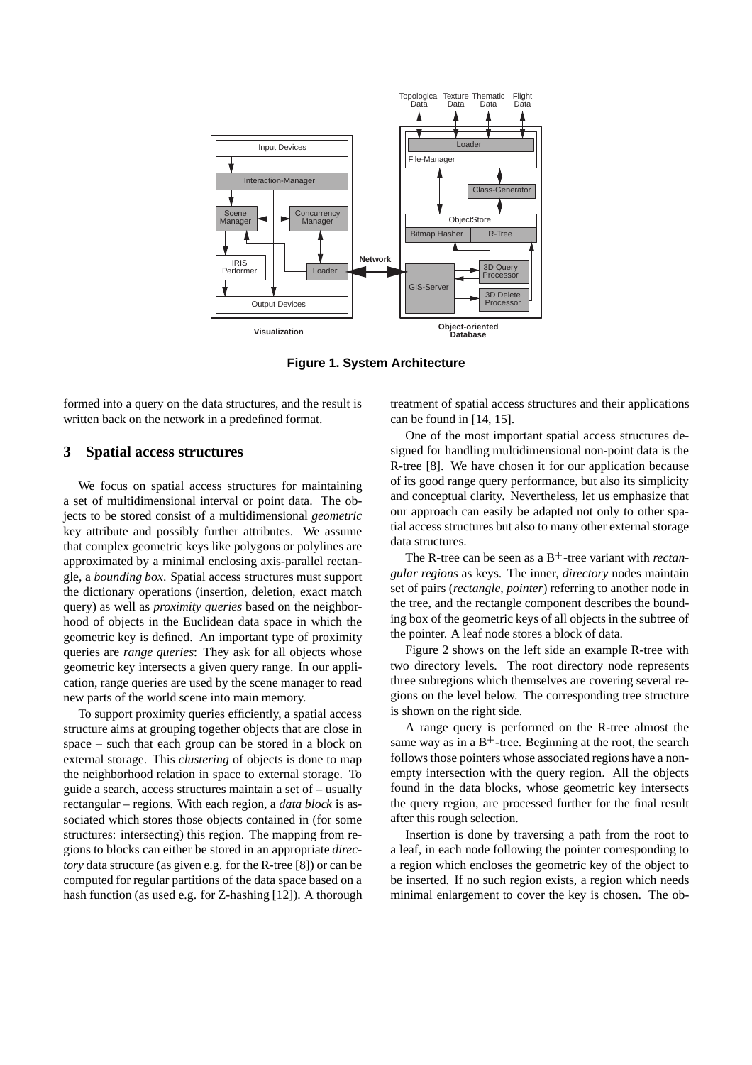Topological Data
Texture Data
Thematic Data
Flight Data
Loader
File-Manager
Class-Generator
ObjectStore
Bitmap Hasher
R-Tree
Input Devices
Interaction-Manager
Scene Manager
Concurrency Manager
IRIS Performer
Loader
Output Devices
Network
GIS-Server
3D Query Processor
3D Delete Processor
Visualization
Object-oriented Database

**Figure 1. System Architecture**

formed into a query on the data structures, and the result is written back on the network in a predefined format.

## 3 Spatial access structures

We focus on spatial access structures for maintaining a set of multidimensional interval or point data. The objects to be stored consist of a multidimensional *geometric* key attribute and possibly further attributes. We assume that complex geometric keys like polygons or polylines are approximated by a minimal enclosing axis-parallel rectangle, a *bounding box*. Spatial access structures must support the dictionary operations (insertion, deletion, exact match query) as well as *proximity queries* based on the neighborhood of objects in the Euclidean data space in which the geometric key is defined. An important type of proximity queries are *range queries*: They ask for all objects whose geometric key intersects a given query range. In our application, range queries are used by the scene manager to read new parts of the world scene into main memory.

To support proximity queries efficiently, a spatial access structure aims at grouping together objects that are close in space – such that each group can be stored in a block on external storage. This *clustering* of objects is done to map the neighborhood relation in space to external storage. To guide a search, access structures maintain a set of – usually rectangular – regions. With each region, a *data block* is associated which stores those objects contained in (for some structures: intersecting) this region. The mapping from regions to blocks can either be stored in an appropriate *directory* data structure (as given e.g. for the R-tree [8]) or can be computed for regular partitions of the data space based on a hash function (as used e.g. for Z-hashing [12]). A thorough treatment of spatial access structures and their applications can be found in [14, 15].

One of the most important spatial access structures designed for handling multidimensional non-point data is the R-tree [8]. We have chosen it for our application because of its good range query performance, but also its simplicity and conceptual clarity. Nevertheless, let us emphasize that our approach can easily be adapted not only to other spatial access structures but also to many other external storage data structures.

The R-tree can be seen as a $B^+$-tree variant with *rectangular regions* as keys. The inner, *directory* nodes maintain set of pairs (*rectangle*, *pointer*) referring to another node in the tree, and the rectangle component describes the bounding box of the geometric keys of all objects in the subtree of the pointer. A leaf node stores a block of data.

Figure 2 shows on the left side an example R-tree with two directory levels. The root directory node represents three subregions which themselves are covering several regions on the level below. The corresponding tree structure is shown on the right side.

A range query is performed on the R-tree almost the same way as in a $B^+$-tree. Beginning at the root, the search follows those pointers whose associated regions have a nonempty intersection with the query region. All the objects found in the data blocks, whose geometric key intersects the query region, are processed further for the final result after this rough selection.

Insertion is done by traversing a path from the root to a leaf, in each node following the pointer corresponding to a region which encloses the geometric key of the object to be inserted. If no such region exists, a region which needs minimal enlargement to cover the key is chosen. The ob-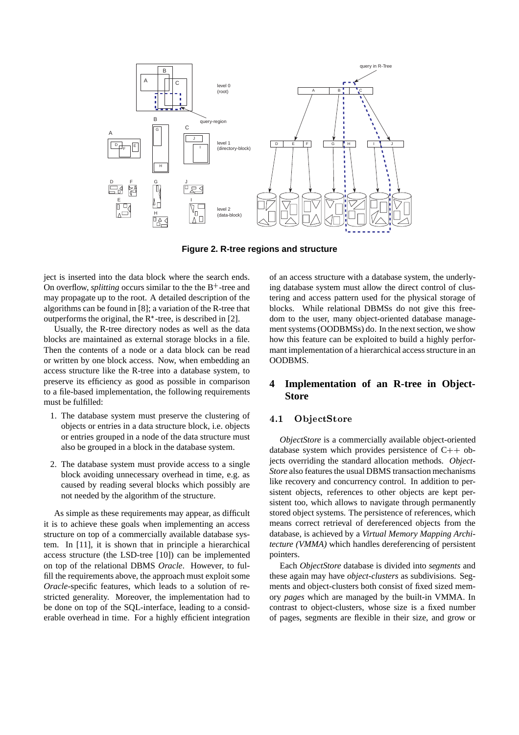**Figure 2. R-tree regions and structure**

ject is inserted into the data block where the search ends. On overflow, *splitting* occurs similar to the the $B^+$-tree and may propagate up to the root. A detailed description of the algorithms can be found in [8]; a variation of the R-tree that outperforms the original, the R*-tree, is described in [2].

Usually, the R-tree directory nodes as well as the data blocks are maintained as external storage blocks in a file. Then the contents of a node or a data block can be read or written by one block access. Now, when embedding an access structure like the R-tree into a database system, to preserve its efficiency as good as possible in comparison to a file-based implementation, the following requirements must be fulfilled:

1. The database system must preserve the clustering of objects or entries in a data structure block, i.e. objects or entries grouped in a node of the data structure must also be grouped in a block in the database system.
2. The database system must provide access to a single block avoiding unnecessary overhead in time, e.g. as caused by reading several blocks which possibly are not needed by the algorithm of the structure.

As simple as these requirements may appear, as difficult it is to achieve these goals when implementing an access structure on top of a commercially available database system. In [11], it is shown that in principle a hierarchical access structure (the LSD-tree [10]) can be implemented on top of the relational DBMS *Oracle*. However, to fulfill the requirements above, the approach must exploit some *Oracle*-specific features, which leads to a solution of restricted generality. Moreover, the implementation had to be done on top of the SQL-interface, leading to a considerable overhead in time. For a highly efficient integration of an access structure with a database system, the underlying database system must allow the direct control of clustering and access pattern used for the physical storage of blocks. While relational DBMSs do not give this freedom to the user, many object-oriented database management systems (OODBMSs) do. In the next section, we show how this feature can be exploited to build a highly performant implementation of a hierarchical access structure in an OODBMS.

## 4 Implementation of an R-tree in ObjectStore

### 4.1 ObjectStore

*ObjectStore* is a commercially available object-oriented database system which provides persistence of C++ objects overriding the standard allocation methods. *ObjectStore* also features the usual DBMS transaction mechanisms like recovery and concurrency control. In addition to persistent objects, references to other objects are kept persistent too, which allows to navigate through permanently stored object systems. The persistence of references, which means correct retrieval of dereferenced objects from the database, is achieved by a *Virtual Memory Mapping Architecture (VMMA)* which handles dereferencing of persistent pointers.

Each *ObjectStore* database is divided into *segments* and these again may have *object-clusters* as subdivisions. Segments and object-clusters both consist of fixed sized memory *pages* which are managed by the built-in VMMA. In contrast to object-clusters, whose size is a fixed number of pages, segments are flexible in their size, and grow or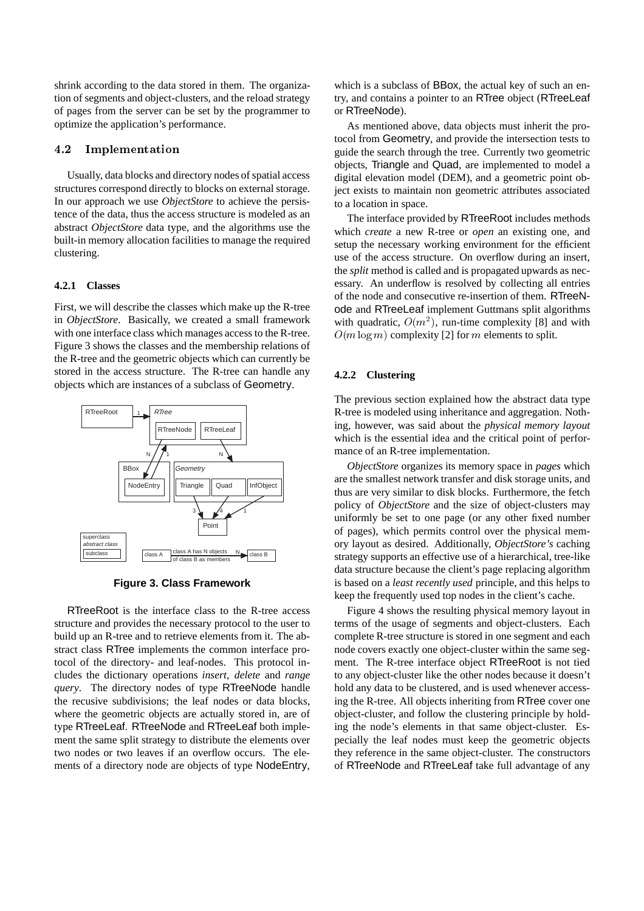shrink according to the data stored in them. The organization of segments and object-clusters, and the reload strategy of pages from the server can be set by the programmer to optimize the application's performance.

## 4.2 Implementation

Usually, data blocks and directory nodes of spatial access structures correspond directly to blocks on external storage. In our approach we use *ObjectStore* to achieve the persistence of the data, thus the access structure is modeled as an abstract *ObjectStore* data type, and the algorithms use the built-in memory allocation facilities to manage the required clustering.

### 4.2.1 Classes

First, we will describe the classes which make up the R-tree in *ObjectStore*. Basically, we created a small framework with one interface class which manages access to the R-tree. Figure 3 shows the classes and the membership relations of the R-tree and the geometric objects which can currently be stored in the access structure. The R-tree can handle any objects which are instances of a subclass of Geometry.

RTreeRoot
1
RTree
RTreeNode
RTreeLeaf
N
1
N
BBox
NodeEntry
Geometry
Triangle
Quad
InfObject
3
4
1
Point
superclass
abstract class
subclass
class A
class A has N objects of class B as members
N
class B

**Figure 3. Class Framework**

RTreeRoot is the interface class to the R-tree access structure and provides the necessary protocol to the user to build up an R-tree and to retrieve elements from it. The abstract class RTree implements the common interface protocol of the directory- and leaf-nodes. This protocol includes the dictionary operations *insert*, *delete* and *range query*. The directory nodes of type RTreeNode handle the recusive subdivisions; the leaf nodes or data blocks, where the geometric objects are actually stored in, are of type RTreeLeaf. RTreeNode and RTreeLeaf both implement the same split strategy to distribute the elements over two nodes or two leaves if an overflow occurs. The elements of a directory node are objects of type NodeEntry, which is a subclass of BBox, the actual key of such an entry, and contains a pointer to an RTree object (RTreeLeaf or RTreeNode).

As mentioned above, data objects must inherit the protocol from Geometry, and provide the intersection tests to guide the search through the tree. Currently two geometric objects, Triangle and Quad, are implemented to model a digital elevation model (DEM), and a geometric point object exists to maintain non geometric attributes associated to a location in space.

The interface provided by RTreeRoot includes methods which *create* a new R-tree or *open* an existing one, and setup the necessary working environment for the efficient use of the access structure. On overflow during an insert, the *split* method is called and is propagated upwards as necessary. An underflow is resolved by collecting all entries of the node and consecutive re-insertion of them. RTreeNode and RTreeLeaf implement Guttmans split algorithms with quadratic, $O(m^2)$, run-time complexity [8] and with $O(m \log m)$ complexity [2] for $m$ elements to split.

### 4.2.2 Clustering

The previous section explained how the abstract data type R-tree is modeled using inheritance and aggregation. Nothing, however, was said about the *physical memory layout* which is the essential idea and the critical point of performance of an R-tree implementation.

*ObjectStore* organizes its memory space in *pages* which are the smallest network transfer and disk storage units, and thus are very similar to disk blocks. Furthermore, the fetch policy of *ObjectStore* and the size of object-clusters may uniformly be set to one page (or any other fixed number of pages), which permits control over the physical memory layout as desired. Additionally, *ObjectStore's* caching strategy supports an effective use of a hierarchical, tree-like data structure because the client's page replacing algorithm is based on a *least recently used* principle, and this helps to keep the frequently used top nodes in the client's cache.

Figure 4 shows the resulting physical memory layout in terms of the usage of segments and object-clusters. Each complete R-tree structure is stored in one segment and each node covers exactly one object-cluster within the same segment. The R-tree interface object RTreeRoot is not tied to any object-cluster like the other nodes because it doesn't hold any data to be clustered, and is used whenever accessing the R-tree. All objects inheriting from RTree cover one object-cluster, and follow the clustering principle by holding the node's elements in that same object-cluster. Especially the leaf nodes must keep the geometric objects they reference in the same object-cluster. The constructors of RTreeNode and RTreeLeaf take full advantage of any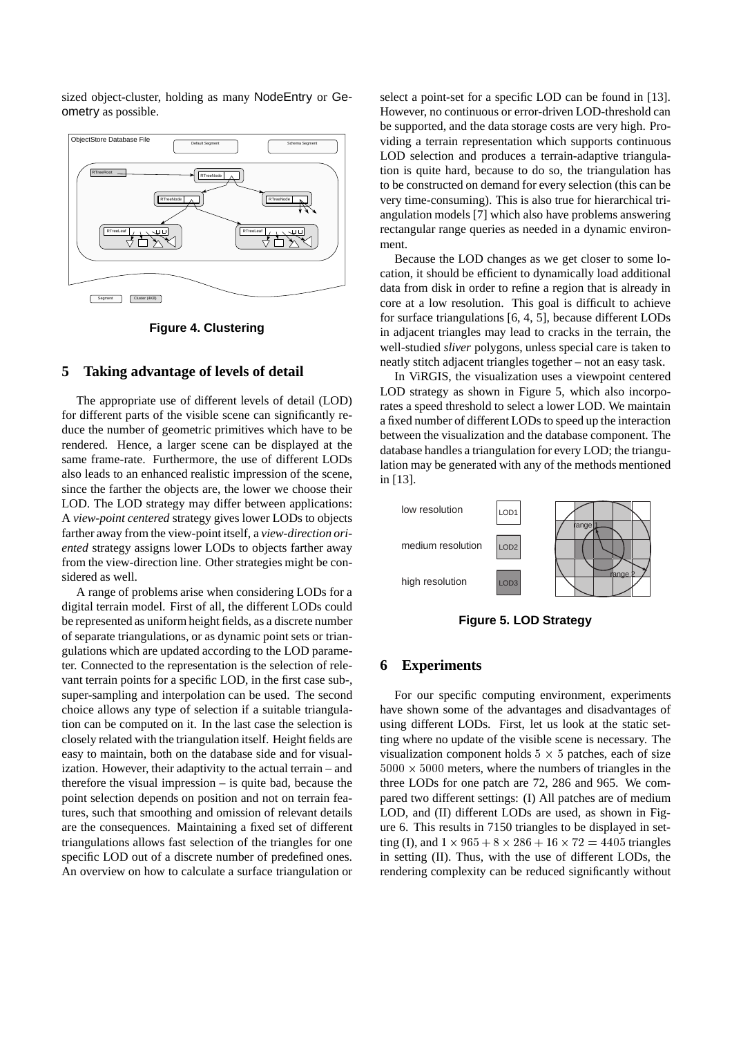sized object-cluster, holding as many NodeEntry or Geometry as possible.

**Figure 4. Clustering**

## 5 Taking advantage of levels of detail

The appropriate use of different levels of detail (LOD) for different parts of the visible scene can significantly reduce the number of geometric primitives which have to be rendered. Hence, a larger scene can be displayed at the same frame-rate. Furthermore, the use of different LODs also leads to an enhanced realistic impression of the scene, since the farther the objects are, the lower we choose their LOD. The LOD strategy may differ between applications: A *view-point centered* strategy gives lower LODs to objects farther away from the view-point itself, a *view-direction oriented* strategy assigns lower LODs to objects farther away from the view-direction line. Other strategies might be considered as well.

A range of problems arise when considering LODs for a digital terrain model. First of all, the different LODs could be represented as uniform height fields, as a discrete number of separate triangulations, or as dynamic point sets or triangulations which are updated according to the LOD parameter. Connected to the representation is the selection of relevant terrain points for a specific LOD, in the first case sub-, super-sampling and interpolation can be used. The second choice allows any type of selection if a suitable triangulation can be computed on it. In the last case the selection is closely related with the triangulation itself. Height fields are easy to maintain, both on the database side and for visualization. However, their adaptivity to the actual terrain – and therefore the visual impression – is quite bad, because the point selection depends on position and not on terrain features, such that smoothing and omission of relevant details are the consequences. Maintaining a fixed set of different triangulations allows fast selection of the triangles for one specific LOD out of a discrete number of predefined ones. An overview on how to calculate a surface triangulation or select a point-set for a specific LOD can be found in [13]. However, no continuous or error-driven LOD-threshold can be supported, and the data storage costs are very high. Providing a terrain representation which supports continuous LOD selection and produces a terrain-adaptive triangulation is quite hard, because to do so, the triangulation has to be constructed on demand for every selection (this can be very time-consuming). This is also true for hierarchical triangulation models [7] which also have problems answering rectangular range queries as needed in a dynamic environment.

Because the LOD changes as we get closer to some location, it should be efficient to dynamically load additional data from disk in order to refine a region that is already in core at a low resolution. This goal is difficult to achieve for surface triangulations [6, 4, 5], because different LODs in adjacent triangles may lead to cracks in the terrain, the well-studied *sliver* polygons, unless special care is taken to neatly stitch adjacent triangles together – not an easy task.

In ViRGIS, the visualization uses a viewpoint centered LOD strategy as shown in Figure 5, which also incorporates a speed threshold to select a lower LOD. We maintain a fixed number of different LODs to speed up the interaction between the visualization and the database component. The database handles a triangulation for every LOD; the triangulation may be generated with any of the methods mentioned in [13].

**Figure 5. LOD Strategy**

## 6 Experiments

For our specific computing environment, experiments have shown some of the advantages and disadvantages of using different LODs. First, let us look at the static setting where no update of the visible scene is necessary. The visualization component holds $5 \times 5$ patches, each of size $5000 \times 5000$ meters, where the numbers of triangles in the three LODs for one patch are 72, 286 and 965. We compared two different settings: (I) All patches are of medium LOD, and (II) different LODs are used, as shown in Figure 6. This results in 7150 triangles to be displayed in setting (I), and $1 \times 965 + 8 \times 286 + 16 \times 72 = 4405$ triangles in setting (II). Thus, with the use of different LODs, the rendering complexity can be reduced significantly without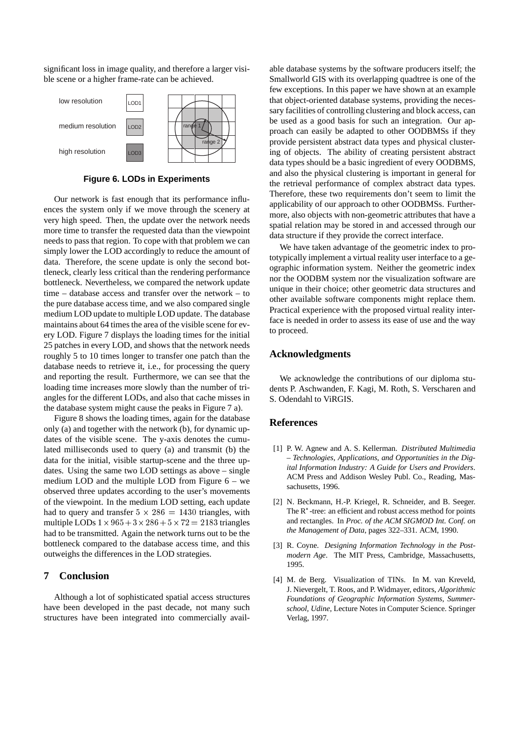significant loss in image quality, and therefore a larger visible scene or a higher frame-rate can be achieved.

**Figure 6. LODs in Experiments**

Our network is fast enough that its performance influences the system only if we move through the scenery at very high speed. Then, the update over the network needs more time to transfer the requested data than the viewpoint needs to pass that region. To cope with that problem we can simply lower the LOD accordingly to reduce the amount of data. Therefore, the scene update is only the second bottleneck, clearly less critical than the rendering performance bottleneck. Nevertheless, we compared the network update time – database access and transfer over the network – to the pure database access time, and we also compared single medium LOD update to multiple LOD update. The database maintains about 64 times the area of the visible scene for every LOD. Figure 7 displays the loading times for the initial 25 patches in every LOD, and shows that the network needs roughly 5 to 10 times longer to transfer one patch than the database needs to retrieve it, i.e., for processing the query and reporting the result. Furthermore, we can see that the loading time increases more slowly than the number of triangles for the different LODs, and also that cache misses in the database system might cause the peaks in Figure 7 a).

Figure 8 shows the loading times, again for the database only (a) and together with the network (b), for dynamic updates of the visible scene. The y-axis denotes the cumulated milliseconds used to query (a) and transmit (b) the data for the initial, visible startup-scene and the three updates. Using the same two LOD settings as above – single medium LOD and the multiple LOD from Figure 6 – we observed three updates according to the user's movements of the viewpoint. In the medium LOD setting, each update had to query and transfer $5 \times 286 = 1430$ triangles, with multiple LODs $1 \times 965 + 3 \times 286 + 5 \times 72 = 2183$ triangles had to be transmitted. Again the network turns out to be the bottleneck compared to the database access time, and this outweighs the differences in the LOD strategies.

## 7 Conclusion

Although a lot of sophisticated spatial access structures have been developed in the past decade, not many such structures have been integrated into commercially available database systems by the software producers itself; the Smallworld GIS with its overlapping quadtree is one of the few exceptions. In this paper we have shown at an example that object-oriented database systems, providing the necessary facilities of controlling clustering and block access, can be used as a good basis for such an integration. Our approach can easily be adapted to other OODBMSs if they provide persistent abstract data types and physical clustering of objects. The ability of creating persistent abstract data types should be a basic ingredient of every OODBMS, and also the physical clustering is important in general for the retrieval performance of complex abstract data types. Therefore, these two requirements don't seem to limit the applicability of our approach to other OODBMSs. Furthermore, also objects with non-geometric attributes that have a spatial relation may be stored in and accessed through our data structure if they provide the correct interface.

We have taken advantage of the geometric index to prototypically implement a virtual reality user interface to a geographic information system. Neither the geometric index nor the OODBM system nor the visualization software are unique in their choice; other geometric data structures and other available software components might replace them. Practical experience with the proposed virtual reality interface is needed in order to assess its ease of use and the way to proceed.

## Acknowledgments

We acknowledge the contributions of our diploma students P. Aschwanden, F. Kagi, M. Roth, S. Verscharen and S. Odendahl to ViRGIS.

## References

[1] P. W. Agnew and A. S. Kellerman. *Distributed Multimedia – Technologies, Applications, and Opportunities in the Digital Information Industry: A Guide for Users and Providers*. ACM Press and Addison Wesley Publ. Co., Reading, Massachusetts, 1996.

[2] N. Beckmann, H.-P. Kriegel, R. Schneider, and B. Seeger. The R*-tree: an efficient and robust access method for points and rectangles. In *Proc. of the ACM SIGMOD Int. Conf. on the Management of Data*, pages 322–331. ACM, 1990.

[3] R. Coyne. *Designing Information Technology in the Postmodern Age*. The MIT Press, Cambridge, Massachusetts, 1995.

[4] M. de Berg. Visualization of TINs. In M. van Kreveld, J. Nievergelt, T. Roos, and P. Widmayer, editors, *Algorithmic Foundations of Geographic Information Systems, Summerschool, Udine*, Lecture Notes in Computer Science. Springer Verlag, 1997.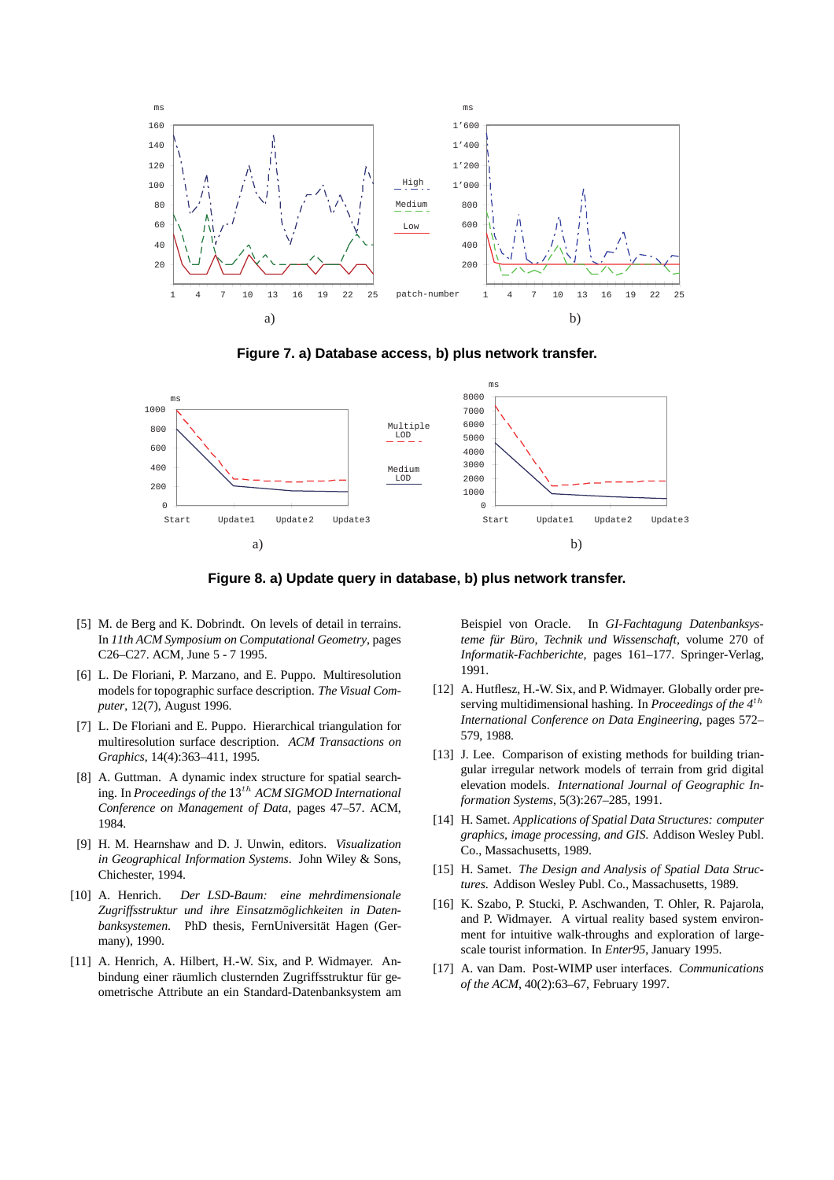ms

160
140
120
100
80
60
40
20

1 4 7 10 13 16 19 22 25

a)

High

Medium

Low

patch-number

ms

1'600
1'400
1'200
1'000
800
600
400
200

1 4 7 10 13 16 19 22 25

b)

**Figure 7. a) Database access, b) plus network transfer.**

ms

1000
800
600
400
200
0

Start Update1 Update2 Update3

a)

Multiple LOD

Medium LOD

ms

8000
7000
6000
5000
4000
3000
2000
1000
0

Start Update1 Update2 Update3

b)

**Figure 8. a) Update query in database, b) plus network transfer.**

[5] M. de Berg and K. Dobrindt. On levels of detail in terrains. In *11th ACM Symposium on Computational Geometry*, pages C26–C27. ACM, June 5 - 7 1995.

[6] L. De Floriani, P. Marzano, and E. Puppo. Multiresolution models for topographic surface description. *The Visual Computer*, 12(7), August 1996.

[7] L. De Floriani and E. Puppo. Hierarchical triangulation for multiresolution surface description. *ACM Transactions on Graphics*, 14(4):363–411, 1995.

[8] A. Guttman. A dynamic index structure for spatial searching. In *Proceedings of the* $13^{th}$ *ACM SIGMOD International Conference on Management of Data*, pages 47–57. ACM, 1984.

[9] H. M. Hearnshaw and D. J. Unwin, editors. *Visualization in Geographical Information Systems*. John Wiley & Sons, Chichester, 1994.

[10] A. Henrich. *Der LSD-Baum: eine mehrdimensionale Zugriffsstruktur und ihre Einsatzmöglichkeiten in Datenbanksystemen.* PhD thesis, FernUniversität Hagen (Germany), 1990.

[11] A. Henrich, A. Hilbert, H.-W. Six, and P. Widmayer. Anbindung einer räumlich clusternden Zugriffsstruktur für geometrische Attribute an ein Standard-Datenbanksystem am Beispiel von Oracle. In *GI-Fachtagung Datenbanksysteme für Büro, Technik und Wissenschaft*, volume 270 of *Informatik-Fachberichte*, pages 161–177. Springer-Verlag, 1991.

[12] A. Hutflesz, H.-W. Six, and P. Widmayer. Globally order preserving multidimensional hashing. In *Proceedings of the* $4^{th}$ *International Conference on Data Engineering*, pages 572–579, 1988.

[13] J. Lee. Comparison of existing methods for building triangular irregular network models of terrain from grid digital elevation models. *International Journal of Geographic Information Systems*, 5(3):267–285, 1991.

[14] H. Samet. *Applications of Spatial Data Structures: computer graphics, image processing, and GIS.* Addison Wesley Publ. Co., Massachusetts, 1989.

[15] H. Samet. *The Design and Analysis of Spatial Data Structures*. Addison Wesley Publ. Co., Massachusetts, 1989.

[16] K. Szabo, P. Stucki, P. Aschwanden, T. Ohler, R. Pajarola, and P. Widmayer. A virtual reality based system environment for intuitive walk-throughs and exploration of large-scale tourist information. In *Enter95*, January 1995.

[17] A. van Dam. Post-WIMP user interfaces. *Communications of the ACM*, 40(2):63–67, February 1997.